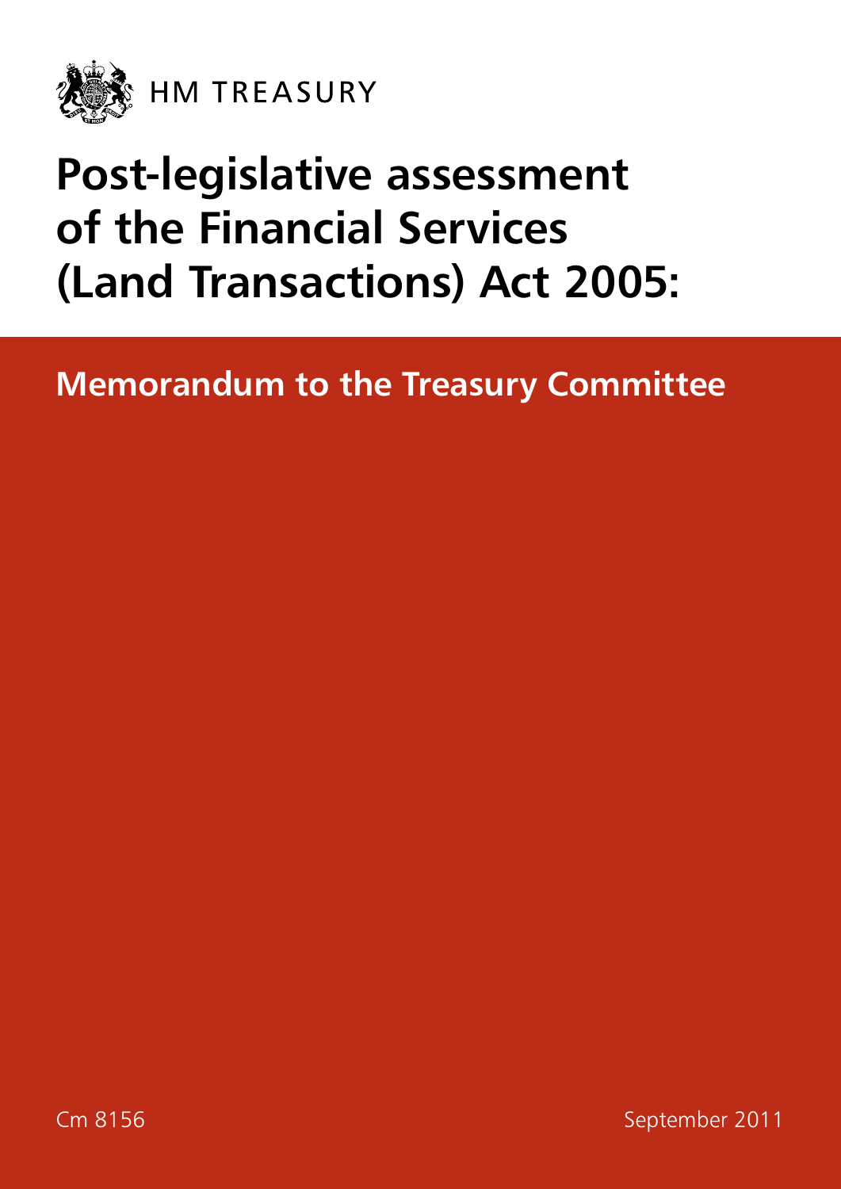HM TREASURY

# Post-legislative assessment of the Financial Services (Land Transactions) Act 2005:

## Memorandum to the Treasury Committee

Cm 8156

September 2011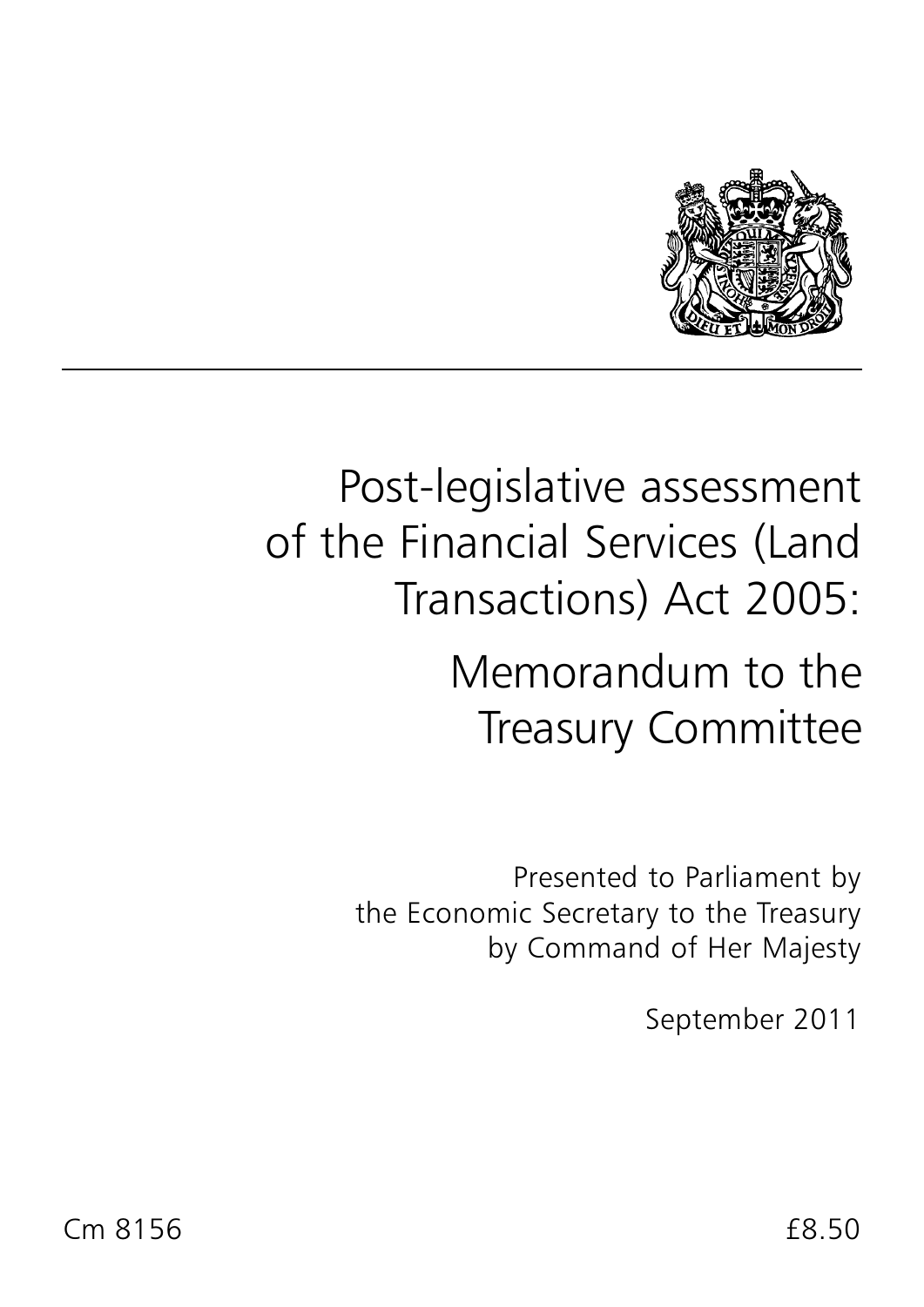# Post-legislative assessment of the Financial Services (Land Transactions) Act 2005:

## Memorandum to the Treasury Committee

Presented to Parliament by
the Economic Secretary to the Treasury
by Command of Her Majesty

September 2011

Cm 8156 £8.50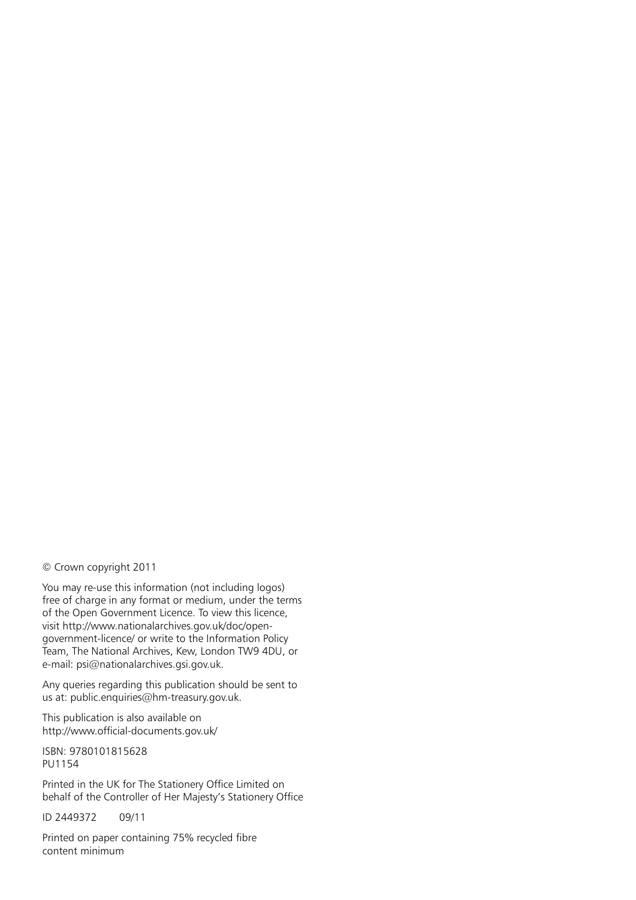© Crown copyright 2011

You may re-use this information (not including logos) free of charge in any format or medium, under the terms of the Open Government Licence. To view this licence, visit http://www.nationalarchives.gov.uk/doc/open-government-licence/ or write to the Information Policy Team, The National Archives, Kew, London TW9 4DU, or e-mail: psi@nationalarchives.gsi.gov.uk.

Any queries regarding this publication should be sent to us at: public.enquiries@hm-treasury.gov.uk.

This publication is also available on http://www.official-documents.gov.uk/

ISBN: 9780101815628
PU1154

Printed in the UK for The Stationery Office Limited on behalf of the Controller of Her Majesty's Stationery Office

ID 2449372 09/11

Printed on paper containing 75% recycled fibre content minimum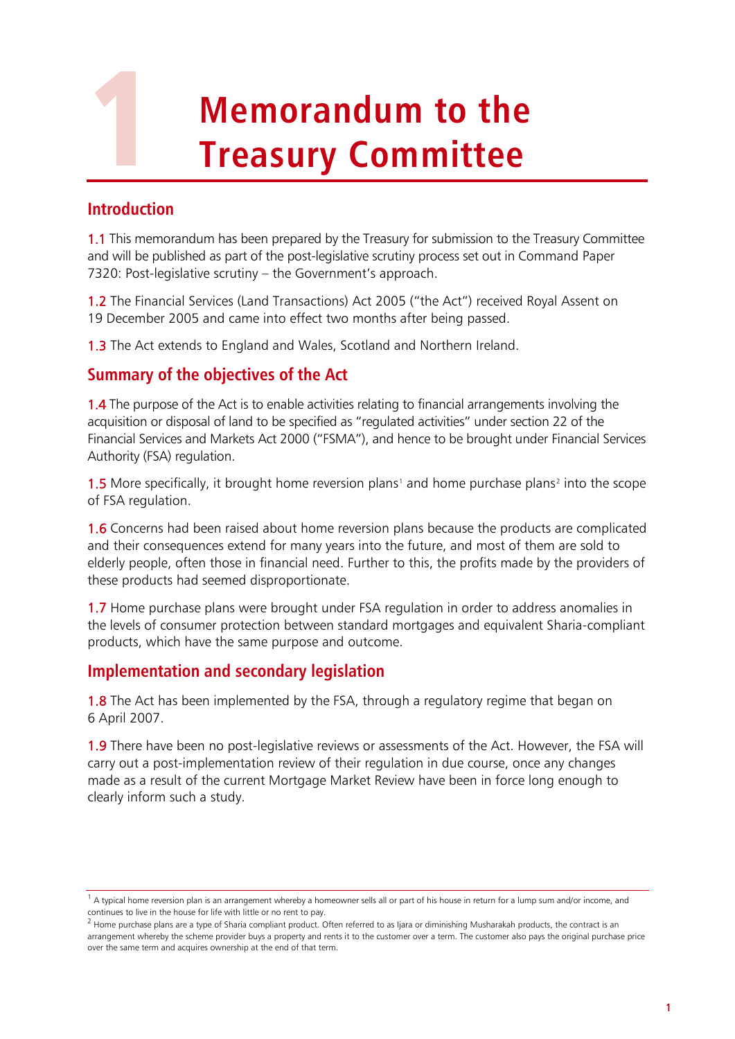# 1 Memorandum to the Treasury Committee

## Introduction

1.1 This memorandum has been prepared by the Treasury for submission to the Treasury Committee and will be published as part of the post-legislative scrutiny process set out in Command Paper 7320: Post-legislative scrutiny – the Government's approach.

1.2 The Financial Services (Land Transactions) Act 2005 ("the Act") received Royal Assent on 19 December 2005 and came into effect two months after being passed.

1.3 The Act extends to England and Wales, Scotland and Northern Ireland.

## Summary of the objectives of the Act

1.4 The purpose of the Act is to enable activities relating to financial arrangements involving the acquisition or disposal of land to be specified as "regulated activities" under section 22 of the Financial Services and Markets Act 2000 ("FSMA"), and hence to be brought under Financial Services Authority (FSA) regulation.

1.5 More specifically, it brought home reversion plans[1] and home purchase plans[2] into the scope of FSA regulation.

1.6 Concerns had been raised about home reversion plans because the products are complicated and their consequences extend for many years into the future, and most of them are sold to elderly people, often those in financial need. Further to this, the profits made by the providers of these products had seemed disproportionate.

1.7 Home purchase plans were brought under FSA regulation in order to address anomalies in the levels of consumer protection between standard mortgages and equivalent Sharia-compliant products, which have the same purpose and outcome.

## Implementation and secondary legislation

1.8 The Act has been implemented by the FSA, through a regulatory regime that began on 6 April 2007.

1.9 There have been no post-legislative reviews or assessments of the Act. However, the FSA will carry out a post-implementation review of their regulation in due course, once any changes made as a result of the current Mortgage Market Review have been in force long enough to clearly inform such a study.

---

[1] A typical home reversion plan is an arrangement whereby a homeowner sells all or part of his house in return for a lump sum and/or income, and continues to live in the house for life with little or no rent to pay.

[2] Home purchase plans are a type of Sharia compliant product. Often referred to as Ijara or diminishing Musharakah products, the contract is an arrangement whereby the scheme provider buys a property and rents it to the customer over a term. The customer also pays the original purchase price over the same term and acquires ownership at the end of that term.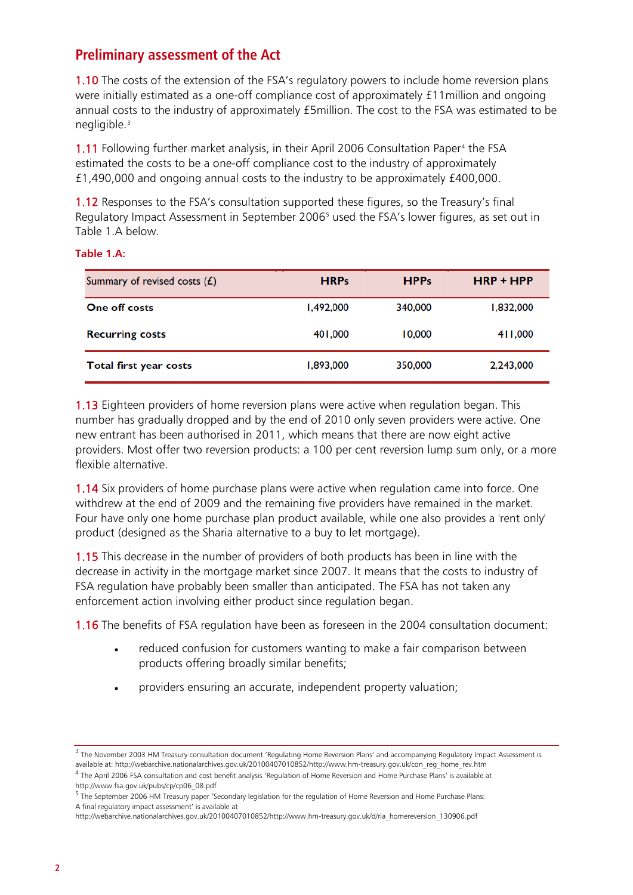## Preliminary assessment of the Act

1.10 The costs of the extension of the FSA's regulatory powers to include home reversion plans were initially estimated as a one-off compliance cost of approximately £11million and ongoing annual costs to the industry of approximately £5million. The cost to the FSA was estimated to be negligible.[3]

1.11 Following further market analysis, in their April 2006 Consultation Paper[4] the FSA estimated the costs to be a one-off compliance cost to the industry of approximately £1,490,000 and ongoing annual costs to the industry to be approximately £400,000.

1.12 Responses to the FSA's consultation supported these figures, so the Treasury's final Regulatory Impact Assessment in September 2006[5] used the FSA's lower figures, as set out in Table 1.A below.

**Table 1.A:**

| Summary of revised costs (£) | HRPs | HPPs | HRP + HPP |
|---|---|---|---|
| **One off costs** | 1,492,000 | 340,000 | 1,832,000 |
| **Recurring costs** | 401,000 | 10,000 | 411,000 |
| **Total first year costs** | 1,893,000 | 350,000 | 2,243,000 |

1.13 Eighteen providers of home reversion plans were active when regulation began. This number has gradually dropped and by the end of 2010 only seven providers were active. One new entrant has been authorised in 2011, which means that there are now eight active providers. Most offer two reversion products: a 100 per cent reversion lump sum only, or a more flexible alternative.

1.14 Six providers of home purchase plans were active when regulation came into force. One withdrew at the end of 2009 and the remaining five providers have remained in the market. Four have only one home purchase plan product available, while one also provides a 'rent only' product (designed as the Sharia alternative to a buy to let mortgage).

1.15 This decrease in the number of providers of both products has been in line with the decrease in activity in the mortgage market since 2007. It means that the costs to industry of FSA regulation have probably been smaller than anticipated. The FSA has not taken any enforcement action involving either product since regulation began.

1.16 The benefits of FSA regulation have been as foreseen in the 2004 consultation document:

- reduced confusion for customers wanting to make a fair comparison between products offering broadly similar benefits;
- providers ensuring an accurate, independent property valuation;

---

[3] The November 2003 HM Treasury consultation document 'Regulating Home Reversion Plans' and accompanying Regulatory Impact Assessment is available at: http://webarchive.nationalarchives.gov.uk/20100407010852/http://www.hm-treasury.gov.uk/con_reg_home_rev.htm

[4] The April 2006 FSA consultation and cost benefit analysis 'Regulation of Home Reversion and Home Purchase Plans' is available at http://www.fsa.gov.uk/pubs/cp/cp06_08.pdf

[5] The September 2006 HM Treasury paper 'Secondary legislation for the regulation of Home Reversion and Home Purchase Plans: A final regulatory impact assessment' is available at http://webarchive.nationalarchives.gov.uk/20100407010852/http://www.hm-treasury.gov.uk/d/ria_homereversion_130906.pdf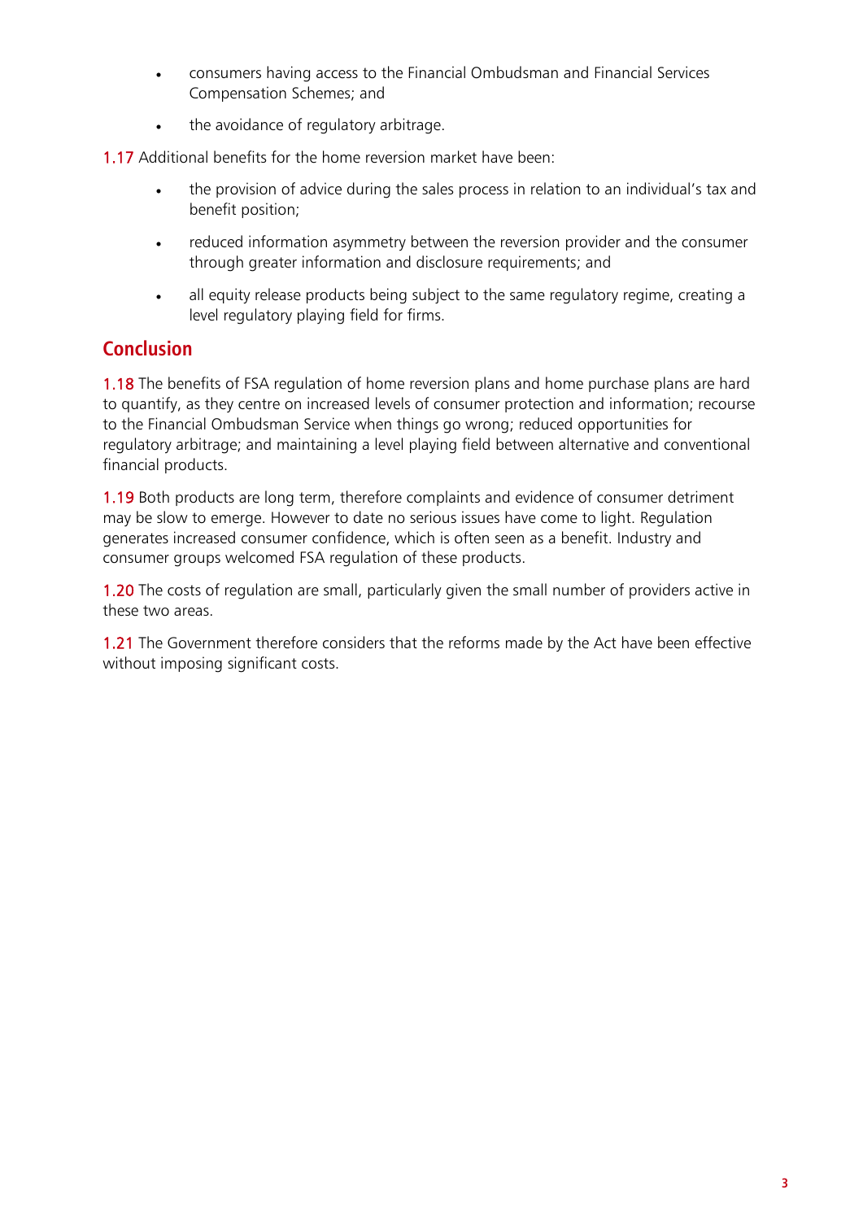- consumers having access to the Financial Ombudsman and Financial Services Compensation Schemes; and
- the avoidance of regulatory arbitrage.

1.17 Additional benefits for the home reversion market have been:

- the provision of advice during the sales process in relation to an individual's tax and benefit position;
- reduced information asymmetry between the reversion provider and the consumer through greater information and disclosure requirements; and
- all equity release products being subject to the same regulatory regime, creating a level regulatory playing field for firms.

## Conclusion

1.18 The benefits of FSA regulation of home reversion plans and home purchase plans are hard to quantify, as they centre on increased levels of consumer protection and information; recourse to the Financial Ombudsman Service when things go wrong; reduced opportunities for regulatory arbitrage; and maintaining a level playing field between alternative and conventional financial products.

1.19 Both products are long term, therefore complaints and evidence of consumer detriment may be slow to emerge. However to date no serious issues have come to light. Regulation generates increased consumer confidence, which is often seen as a benefit. Industry and consumer groups welcomed FSA regulation of these products.

1.20 The costs of regulation are small, particularly given the small number of providers active in these two areas.

1.21 The Government therefore considers that the reforms made by the Act have been effective without imposing significant costs.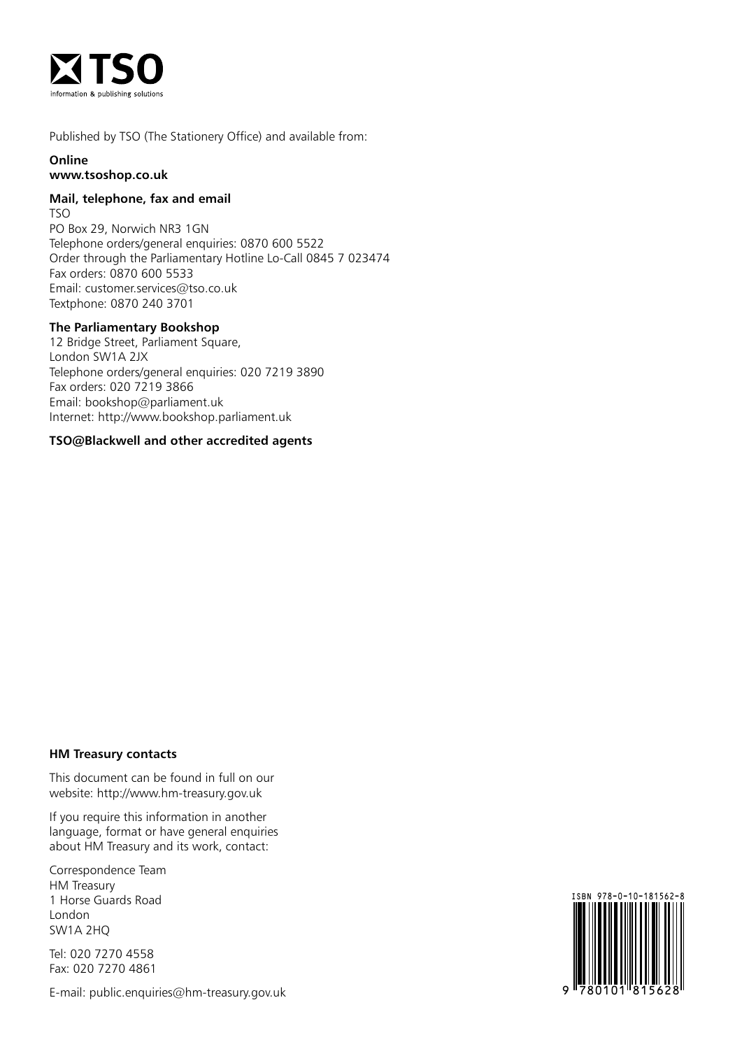TSO

information & publishing solutions

Published by TSO (The Stationery Office) and available from:

**Online**
**www.tsoshop.co.uk**

**Mail, telephone, fax and email**
TSO
PO Box 29, Norwich NR3 1GN
Telephone orders/general enquiries: 0870 600 5522
Order through the Parliamentary Hotline Lo-Call 0845 7 023474
Fax orders: 0870 600 5533
Email: customer.services@tso.co.uk
Textphone: 0870 240 3701

**The Parliamentary Bookshop**
12 Bridge Street, Parliament Square,
London SW1A 2JX
Telephone orders/general enquiries: 020 7219 3890
Fax orders: 020 7219 3866
Email: bookshop@parliament.uk
Internet: http://www.bookshop.parliament.uk

**TSO@Blackwell and other accredited agents**

**HM Treasury contacts**

This document can be found in full on our website: http://www.hm-treasury.gov.uk

If you require this information in another language, format or have general enquiries about HM Treasury and its work, contact:

Correspondence Team
HM Treasury
1 Horse Guards Road
London
SW1A 2HQ

Tel: 020 7270 4558
Fax: 020 7270 4861

E-mail: public.enquiries@hm-treasury.gov.uk

ISBN 978-0-10-181562-8

9 780101 815628